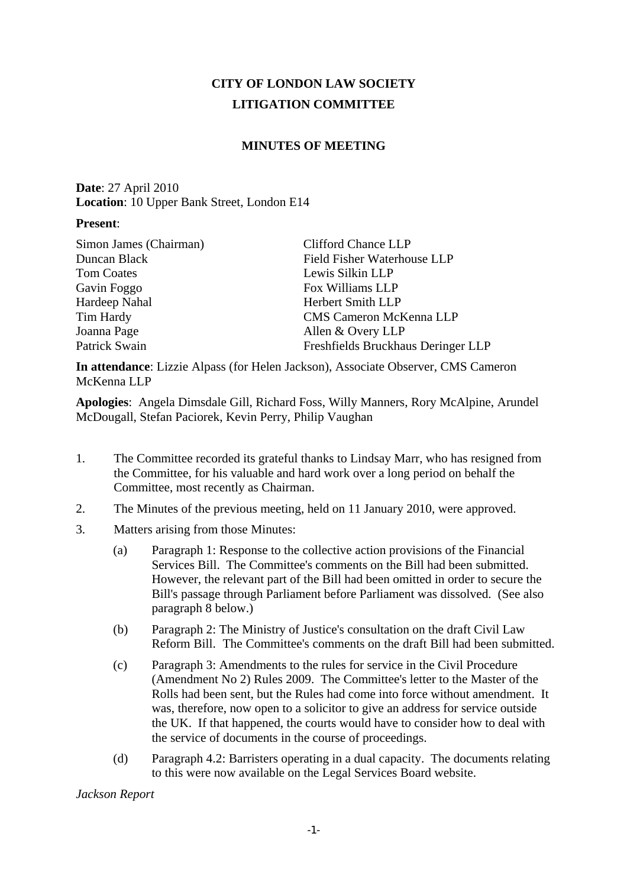# CITY OF LONDON LAW SOCIETY
# LITIGATION COMMITTEE

## MINUTES OF MEETING

**Date**: 27 April 2010
**Location**: 10 Upper Bank Street, London E14

**Present**:

| | |
|---|---|
| Simon James (Chairman) | Clifford Chance LLP |
| Duncan Black | Field Fisher Waterhouse LLP |
| Tom Coates | Lewis Silkin LLP |
| Gavin Foggo | Fox Williams LLP |
| Hardeep Nahal | Herbert Smith LLP |
| Tim Hardy | CMS Cameron McKenna LLP |
| Joanna Page | Allen & Overy LLP |
| Patrick Swain | Freshfields Bruckhaus Deringer LLP |

**In attendance**: Lizzie Alpass (for Helen Jackson), Associate Observer, CMS Cameron McKenna LLP

**Apologies**: Angela Dimsdale Gill, Richard Foss, Willy Manners, Rory McAlpine, Arundel McDougall, Stefan Paciorek, Kevin Perry, Philip Vaughan

1. The Committee recorded its grateful thanks to Lindsay Marr, who has resigned from the Committee, for his valuable and hard work over a long period on behalf the Committee, most recently as Chairman.

2. The Minutes of the previous meeting, held on 11 January 2010, were approved.

3. Matters arising from those Minutes:

   (a) Paragraph 1: Response to the collective action provisions of the Financial Services Bill. The Committee's comments on the Bill had been submitted. However, the relevant part of the Bill had been omitted in order to secure the Bill's passage through Parliament before Parliament was dissolved. (See also paragraph 8 below.)

   (b) Paragraph 2: The Ministry of Justice's consultation on the draft Civil Law Reform Bill. The Committee's comments on the draft Bill had been submitted.

   (c) Paragraph 3: Amendments to the rules for service in the Civil Procedure (Amendment No 2) Rules 2009. The Committee's letter to the Master of the Rolls had been sent, but the Rules had come into force without amendment. It was, therefore, now open to a solicitor to give an address for service outside the UK. If that happened, the courts would have to consider how to deal with the service of documents in the course of proceedings.

   (d) Paragraph 4.2: Barristers operating in a dual capacity. The documents relating to this were now available on the Legal Services Board website.

*Jackson Report*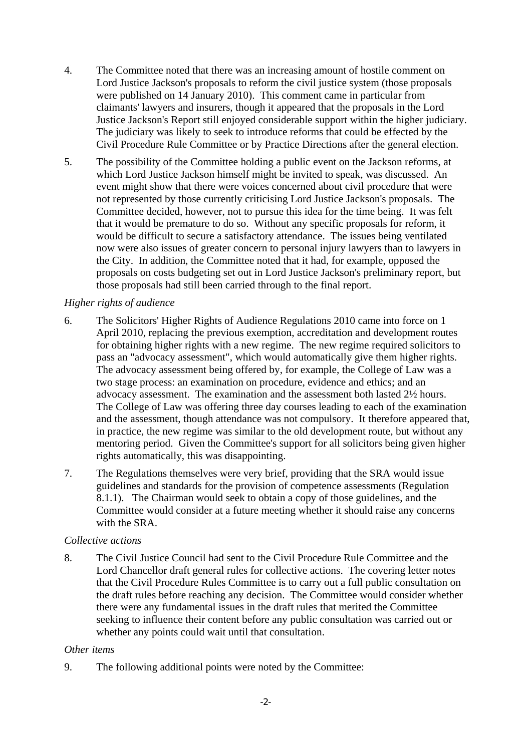4. The Committee noted that there was an increasing amount of hostile comment on Lord Justice Jackson's proposals to reform the civil justice system (those proposals were published on 14 January 2010). This comment came in particular from claimants' lawyers and insurers, though it appeared that the proposals in the Lord Justice Jackson's Report still enjoyed considerable support within the higher judiciary. The judiciary was likely to seek to introduce reforms that could be effected by the Civil Procedure Rule Committee or by Practice Directions after the general election.

5. The possibility of the Committee holding a public event on the Jackson reforms, at which Lord Justice Jackson himself might be invited to speak, was discussed. An event might show that there were voices concerned about civil procedure that were not represented by those currently criticising Lord Justice Jackson's proposals. The Committee decided, however, not to pursue this idea for the time being. It was felt that it would be premature to do so. Without any specific proposals for reform, it would be difficult to secure a satisfactory attendance. The issues being ventilated now were also issues of greater concern to personal injury lawyers than to lawyers in the City. In addition, the Committee noted that it had, for example, opposed the proposals on costs budgeting set out in Lord Justice Jackson's preliminary report, but those proposals had still been carried through to the final report.

*Higher rights of audience*

6. The Solicitors' Higher Rights of Audience Regulations 2010 came into force on 1 April 2010, replacing the previous exemption, accreditation and development routes for obtaining higher rights with a new regime. The new regime required solicitors to pass an "advocacy assessment", which would automatically give them higher rights. The advocacy assessment being offered by, for example, the College of Law was a two stage process: an examination on procedure, evidence and ethics; and an advocacy assessment. The examination and the assessment both lasted 2½ hours. The College of Law was offering three day courses leading to each of the examination and the assessment, though attendance was not compulsory. It therefore appeared that, in practice, the new regime was similar to the old development route, but without any mentoring period. Given the Committee's support for all solicitors being given higher rights automatically, this was disappointing.

7. The Regulations themselves were very brief, providing that the SRA would issue guidelines and standards for the provision of competence assessments (Regulation 8.1.1). The Chairman would seek to obtain a copy of those guidelines, and the Committee would consider at a future meeting whether it should raise any concerns with the SRA.

*Collective actions*

8. The Civil Justice Council had sent to the Civil Procedure Rule Committee and the Lord Chancellor draft general rules for collective actions. The covering letter notes that the Civil Procedure Rules Committee is to carry out a full public consultation on the draft rules before reaching any decision. The Committee would consider whether there were any fundamental issues in the draft rules that merited the Committee seeking to influence their content before any public consultation was carried out or whether any points could wait until that consultation.

*Other items*

9. The following additional points were noted by the Committee: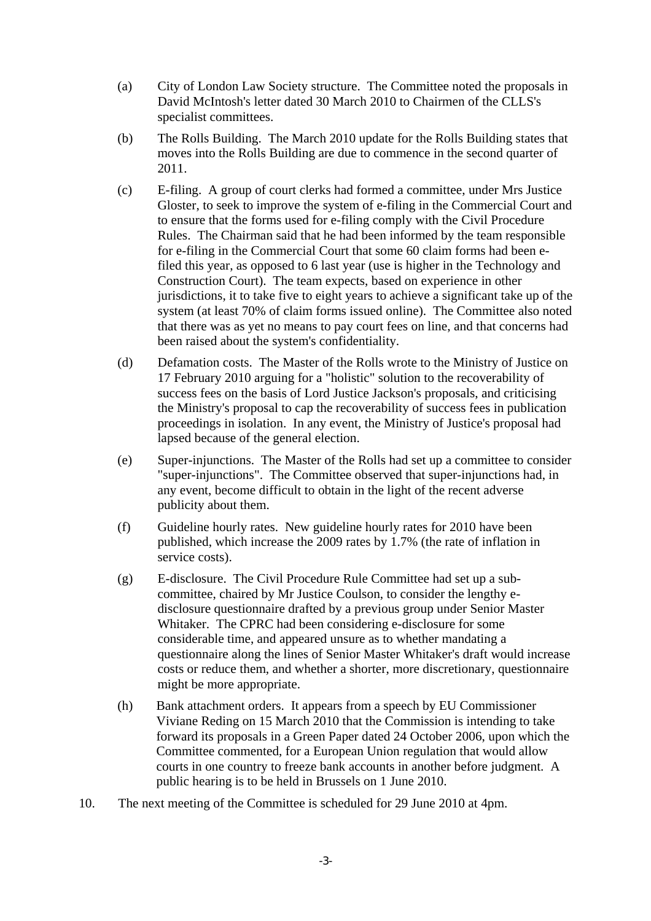(a) City of London Law Society structure. The Committee noted the proposals in David McIntosh's letter dated 30 March 2010 to Chairmen of the CLLS's specialist committees.

(b) The Rolls Building. The March 2010 update for the Rolls Building states that moves into the Rolls Building are due to commence in the second quarter of 2011.

(c) E-filing. A group of court clerks had formed a committee, under Mrs Justice Gloster, to seek to improve the system of e-filing in the Commercial Court and to ensure that the forms used for e-filing comply with the Civil Procedure Rules. The Chairman said that he had been informed by the team responsible for e-filing in the Commercial Court that some 60 claim forms had been e-filed this year, as opposed to 6 last year (use is higher in the Technology and Construction Court). The team expects, based on experience in other jurisdictions, it to take five to eight years to achieve a significant take up of the system (at least 70% of claim forms issued online). The Committee also noted that there was as yet no means to pay court fees on line, and that concerns had been raised about the system's confidentiality.

(d) Defamation costs. The Master of the Rolls wrote to the Ministry of Justice on 17 February 2010 arguing for a "holistic" solution to the recoverability of success fees on the basis of Lord Justice Jackson's proposals, and criticising the Ministry's proposal to cap the recoverability of success fees in publication proceedings in isolation. In any event, the Ministry of Justice's proposal had lapsed because of the general election.

(e) Super-injunctions. The Master of the Rolls had set up a committee to consider "super-injunctions". The Committee observed that super-injunctions had, in any event, become difficult to obtain in the light of the recent adverse publicity about them.

(f) Guideline hourly rates. New guideline hourly rates for 2010 have been published, which increase the 2009 rates by 1.7% (the rate of inflation in service costs).

(g) E-disclosure. The Civil Procedure Rule Committee had set up a sub-committee, chaired by Mr Justice Coulson, to consider the lengthy e-disclosure questionnaire drafted by a previous group under Senior Master Whitaker. The CPRC had been considering e-disclosure for some considerable time, and appeared unsure as to whether mandating a questionnaire along the lines of Senior Master Whitaker's draft would increase costs or reduce them, and whether a shorter, more discretionary, questionnaire might be more appropriate.

(h) Bank attachment orders. It appears from a speech by EU Commissioner Viviane Reding on 15 March 2010 that the Commission is intending to take forward its proposals in a Green Paper dated 24 October 2006, upon which the Committee commented, for a European Union regulation that would allow courts in one country to freeze bank accounts in another before judgment. A public hearing is to be held in Brussels on 1 June 2010.

10. The next meeting of the Committee is scheduled for 29 June 2010 at 4pm.